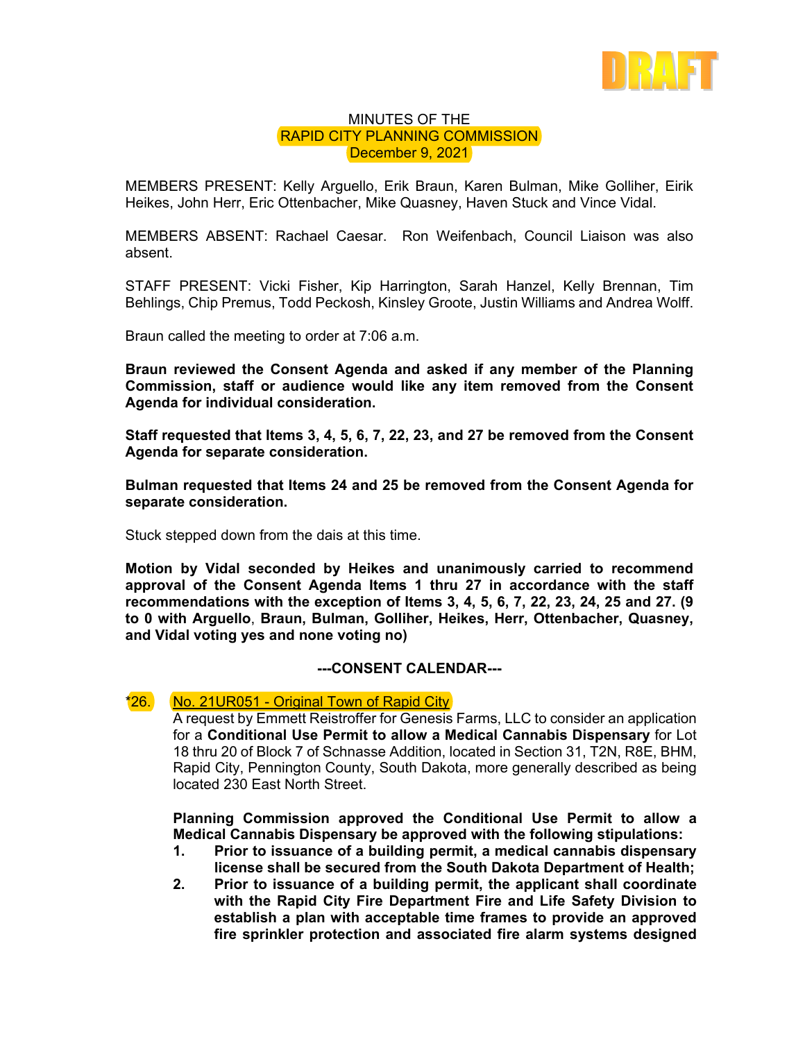DRAFT

MINUTES OF THE
RAPID CITY PLANNING COMMISSION
December 9, 2021

MEMBERS PRESENT: Kelly Arguello, Erik Braun, Karen Bulman, Mike Golliher, Eirik Heikes, John Herr, Eric Ottenbacher, Mike Quasney, Haven Stuck and Vince Vidal.

MEMBERS ABSENT: Rachael Caesar. Ron Weifenbach, Council Liaison was also absent.

STAFF PRESENT: Vicki Fisher, Kip Harrington, Sarah Hanzel, Kelly Brennan, Tim Behlings, Chip Premus, Todd Peckosh, Kinsley Groote, Justin Williams and Andrea Wolff.

Braun called the meeting to order at 7:06 a.m.

**Braun reviewed the Consent Agenda and asked if any member of the Planning Commission, staff or audience would like any item removed from the Consent Agenda for individual consideration.**

**Staff requested that Items 3, 4, 5, 6, 7, 22, 23, and 27 be removed from the Consent Agenda for separate consideration.**

**Bulman requested that Items 24 and 25 be removed from the Consent Agenda for separate consideration.**

Stuck stepped down from the dais at this time.

**Motion by Vidal seconded by Heikes and unanimously carried to recommend approval of the Consent Agenda Items 1 thru 27 in accordance with the staff recommendations with the exception of Items 3, 4, 5, 6, 7, 22, 23, 24, 25 and 27. (9 to 0 with Arguello, Braun, Bulman, Golliher, Heikes, Herr, Ottenbacher, Quasney, and Vidal voting yes and none voting no)**

**---CONSENT CALENDAR---**

*26. No. 21UR051 - Original Town of Rapid City

A request by Emmett Reistroffer for Genesis Farms, LLC to consider an application for a **Conditional Use Permit to allow a Medical Cannabis Dispensary** for Lot 18 thru 20 of Block 7 of Schnasse Addition, located in Section 31, T2N, R8E, BHM, Rapid City, Pennington County, South Dakota, more generally described as being located 230 East North Street.

**Planning Commission approved the Conditional Use Permit to allow a Medical Cannabis Dispensary be approved with the following stipulations:**

1. **Prior to issuance of a building permit, a medical cannabis dispensary license shall be secured from the South Dakota Department of Health;**
2. **Prior to issuance of a building permit, the applicant shall coordinate with the Rapid City Fire Department Fire and Life Safety Division to establish a plan with acceptable time frames to provide an approved fire sprinkler protection and associated fire alarm systems designed**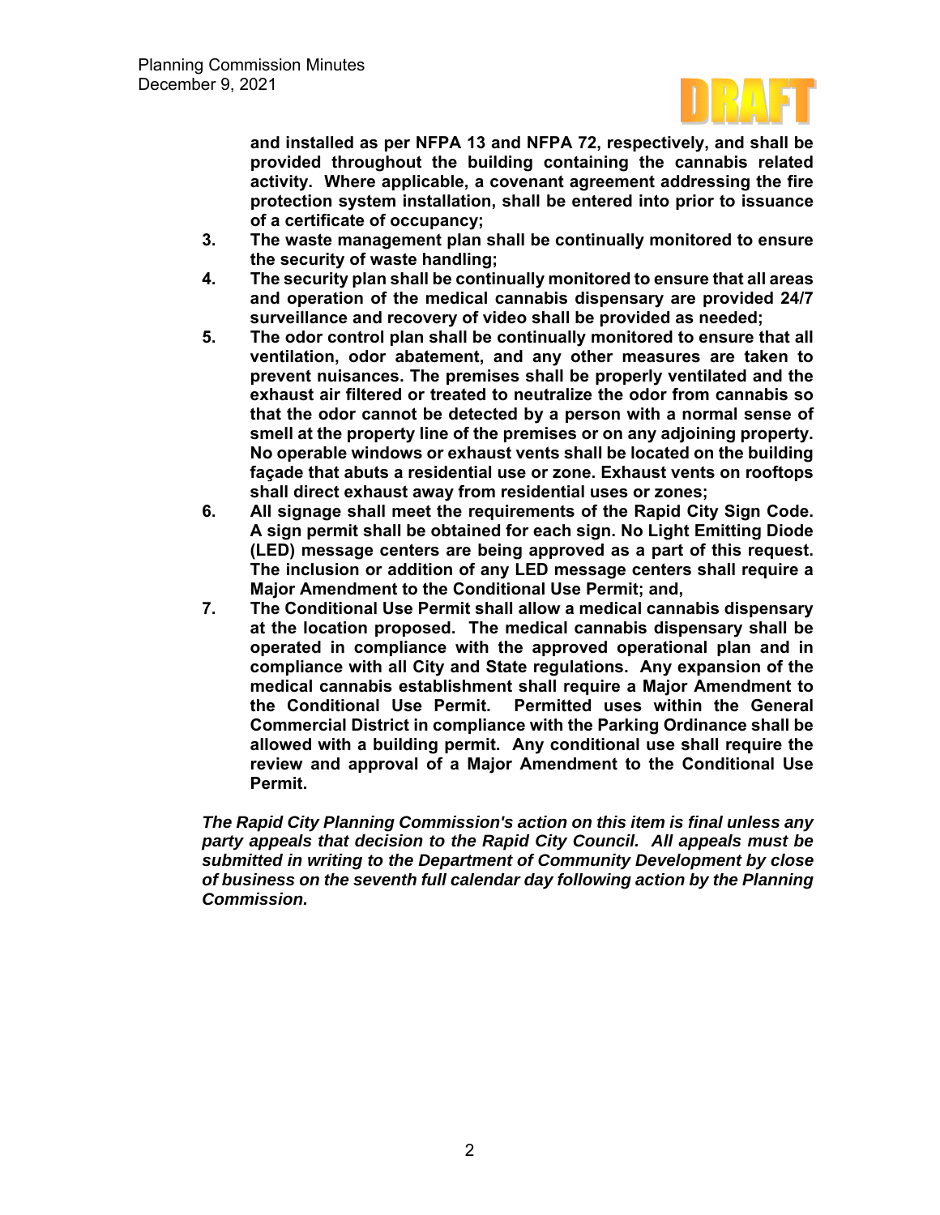**and installed as per NFPA 13 and NFPA 72, respectively, and shall be provided throughout the building containing the cannabis related activity. Where applicable, a covenant agreement addressing the fire protection system installation, shall be entered into prior to issuance of a certificate of occupancy;**

3. **The waste management plan shall be continually monitored to ensure the security of waste handling;**
4. **The security plan shall be continually monitored to ensure that all areas and operation of the medical cannabis dispensary are provided 24/7 surveillance and recovery of video shall be provided as needed;**
5. **The odor control plan shall be continually monitored to ensure that all ventilation, odor abatement, and any other measures are taken to prevent nuisances. The premises shall be properly ventilated and the exhaust air filtered or treated to neutralize the odor from cannabis so that the odor cannot be detected by a person with a normal sense of smell at the property line of the premises or on any adjoining property. No operable windows or exhaust vents shall be located on the building façade that abuts a residential use or zone. Exhaust vents on rooftops shall direct exhaust away from residential uses or zones;**
6. **All signage shall meet the requirements of the Rapid City Sign Code. A sign permit shall be obtained for each sign. No Light Emitting Diode (LED) message centers are being approved as a part of this request. The inclusion or addition of any LED message centers shall require a Major Amendment to the Conditional Use Permit; and,**
7. **The Conditional Use Permit shall allow a medical cannabis dispensary at the location proposed. The medical cannabis dispensary shall be operated in compliance with the approved operational plan and in compliance with all City and State regulations. Any expansion of the medical cannabis establishment shall require a Major Amendment to the Conditional Use Permit. Permitted uses within the General Commercial District in compliance with the Parking Ordinance shall be allowed with a building permit. Any conditional use shall require the review and approval of a Major Amendment to the Conditional Use Permit.**

***The Rapid City Planning Commission's action on this item is final unless any party appeals that decision to the Rapid City Council. All appeals must be submitted in writing to the Department of Community Development by close of business on the seventh full calendar day following action by the Planning Commission.***